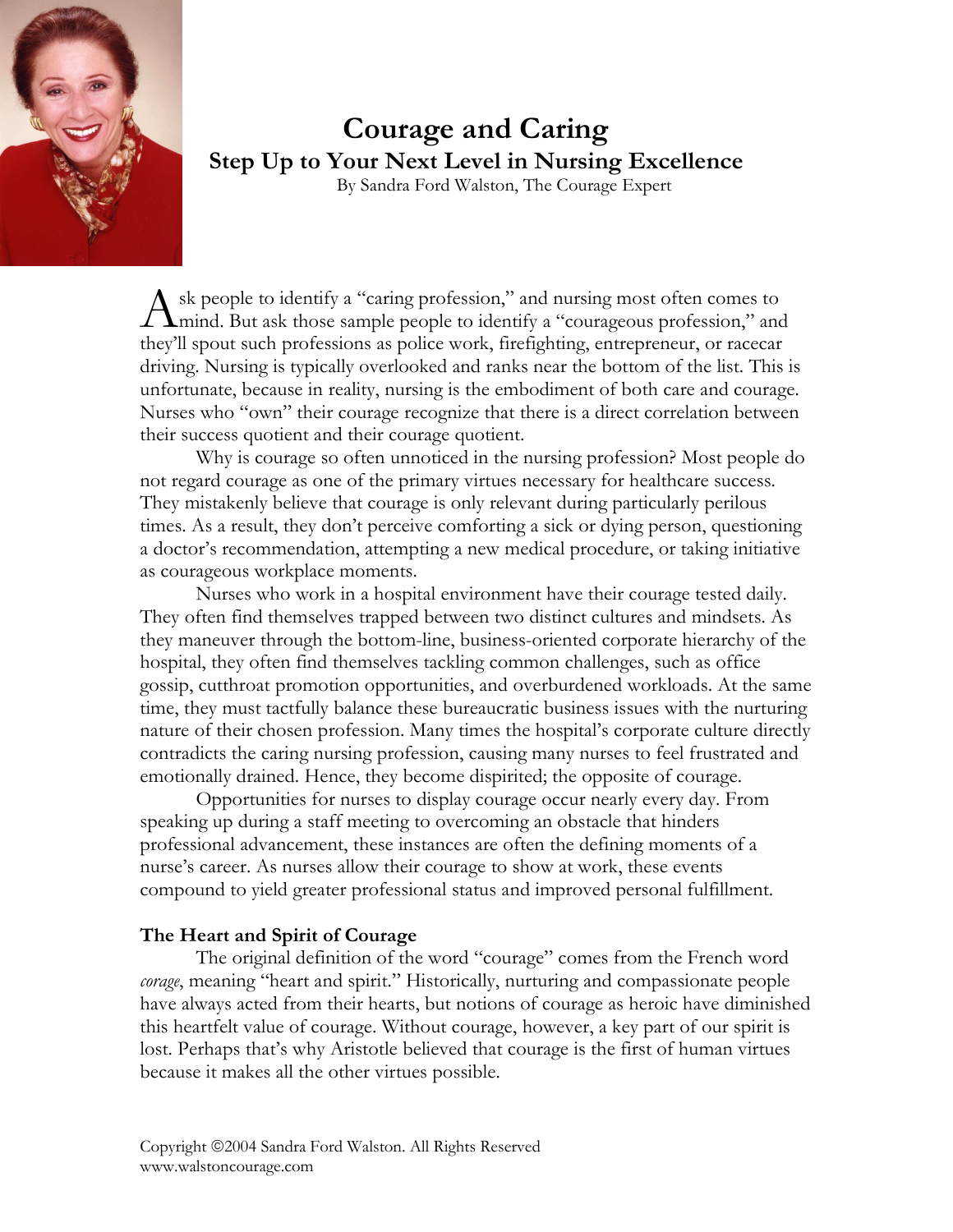# Courage and Caring

## Step Up to Your Next Level in Nursing Excellence

By Sandra Ford Walston, The Courage Expert

Ask people to identify a "caring profession," and nursing most often comes to mind. But ask those sample people to identify a "courageous profession," and they'll spout such professions as police work, firefighting, entrepreneur, or racecar driving. Nursing is typically overlooked and ranks near the bottom of the list. This is unfortunate, because in reality, nursing is the embodiment of both care and courage. Nurses who "own" their courage recognize that there is a direct correlation between their success quotient and their courage quotient.

Why is courage so often unnoticed in the nursing profession? Most people do not regard courage as one of the primary virtues necessary for healthcare success. They mistakenly believe that courage is only relevant during particularly perilous times. As a result, they don't perceive comforting a sick or dying person, questioning a doctor's recommendation, attempting a new medical procedure, or taking initiative as courageous workplace moments.

Nurses who work in a hospital environment have their courage tested daily. They often find themselves trapped between two distinct cultures and mindsets. As they maneuver through the bottom-line, business-oriented corporate hierarchy of the hospital, they often find themselves tackling common challenges, such as office gossip, cutthroat promotion opportunities, and overburdened workloads. At the same time, they must tactfully balance these bureaucratic business issues with the nurturing nature of their chosen profession. Many times the hospital's corporate culture directly contradicts the caring nursing profession, causing many nurses to feel frustrated and emotionally drained. Hence, they become dispirited; the opposite of courage.

Opportunities for nurses to display courage occur nearly every day. From speaking up during a staff meeting to overcoming an obstacle that hinders professional advancement, these instances are often the defining moments of a nurse's career. As nurses allow their courage to show at work, these events compound to yield greater professional status and improved personal fulfillment.

### The Heart and Spirit of Courage

The original definition of the word "courage" comes from the French word *corage*, meaning "heart and spirit." Historically, nurturing and compassionate people have always acted from their hearts, but notions of courage as heroic have diminished this heartfelt value of courage. Without courage, however, a key part of our spirit is lost. Perhaps that's why Aristotle believed that courage is the first of human virtues because it makes all the other virtues possible.

Copyright ©2004 Sandra Ford Walston. All Rights Reserved
www.walstoncourage.com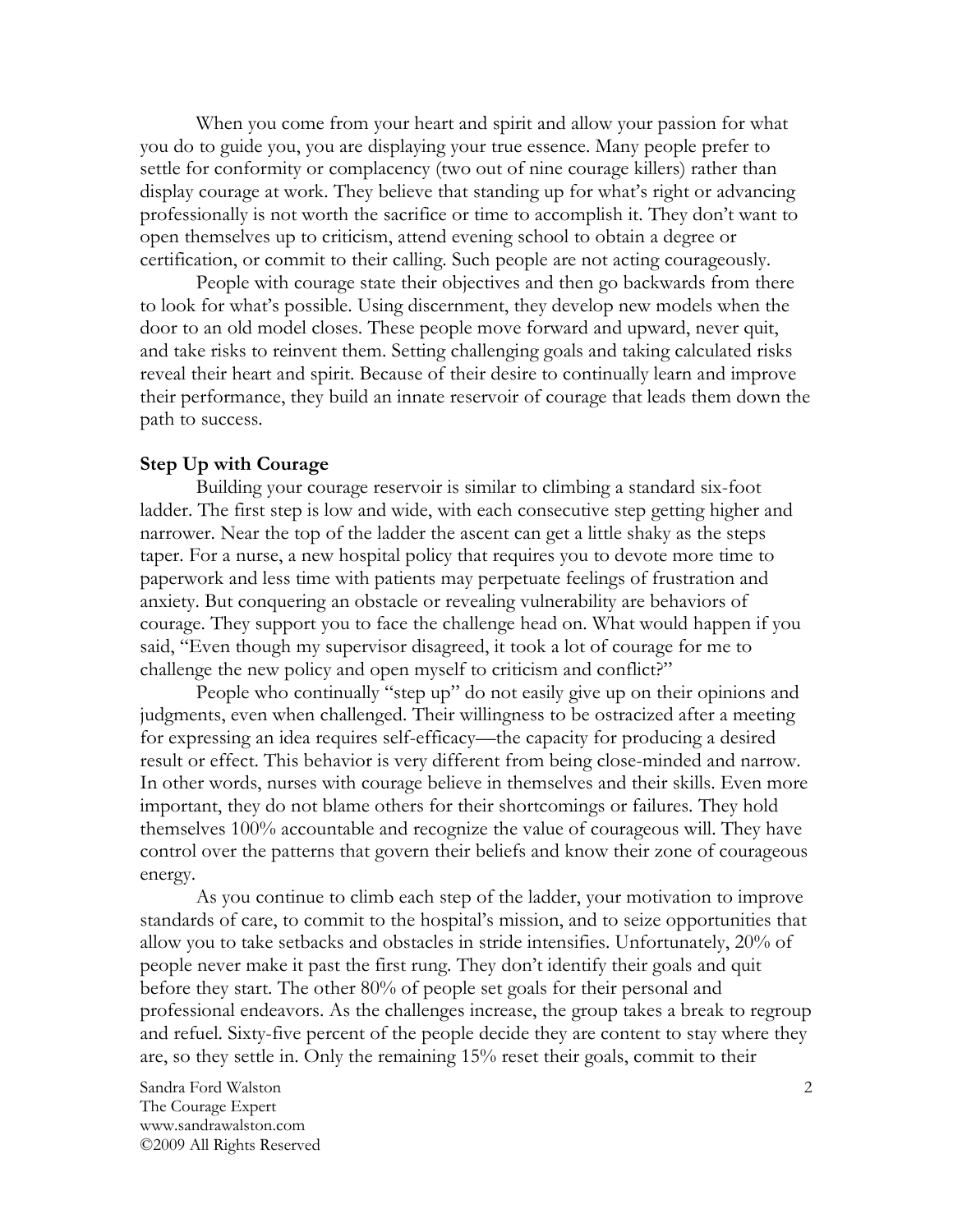When you come from your heart and spirit and allow your passion for what you do to guide you, you are displaying your true essence. Many people prefer to settle for conformity or complacency (two out of nine courage killers) rather than display courage at work. They believe that standing up for what's right or advancing professionally is not worth the sacrifice or time to accomplish it. They don't want to open themselves up to criticism, attend evening school to obtain a degree or certification, or commit to their calling. Such people are not acting courageously.

People with courage state their objectives and then go backwards from there to look for what's possible. Using discernment, they develop new models when the door to an old model closes. These people move forward and upward, never quit, and take risks to reinvent them. Setting challenging goals and taking calculated risks reveal their heart and spirit. Because of their desire to continually learn and improve their performance, they build an innate reservoir of courage that leads them down the path to success.

**Step Up with Courage**

Building your courage reservoir is similar to climbing a standard six-foot ladder. The first step is low and wide, with each consecutive step getting higher and narrower. Near the top of the ladder the ascent can get a little shaky as the steps taper. For a nurse, a new hospital policy that requires you to devote more time to paperwork and less time with patients may perpetuate feelings of frustration and anxiety. But conquering an obstacle or revealing vulnerability are behaviors of courage. They support you to face the challenge head on. What would happen if you said, "Even though my supervisor disagreed, it took a lot of courage for me to challenge the new policy and open myself to criticism and conflict?"

People who continually "step up" do not easily give up on their opinions and judgments, even when challenged. Their willingness to be ostracized after a meeting for expressing an idea requires self-efficacy—the capacity for producing a desired result or effect. This behavior is very different from being close-minded and narrow. In other words, nurses with courage believe in themselves and their skills. Even more important, they do not blame others for their shortcomings or failures. They hold themselves 100% accountable and recognize the value of courageous will. They have control over the patterns that govern their beliefs and know their zone of courageous energy.

As you continue to climb each step of the ladder, your motivation to improve standards of care, to commit to the hospital's mission, and to seize opportunities that allow you to take setbacks and obstacles in stride intensifies. Unfortunately, 20% of people never make it past the first rung. They don't identify their goals and quit before they start. The other 80% of people set goals for their personal and professional endeavors. As the challenges increase, the group takes a break to regroup and refuel. Sixty-five percent of the people decide they are content to stay where they are, so they settle in. Only the remaining 15% reset their goals, commit to their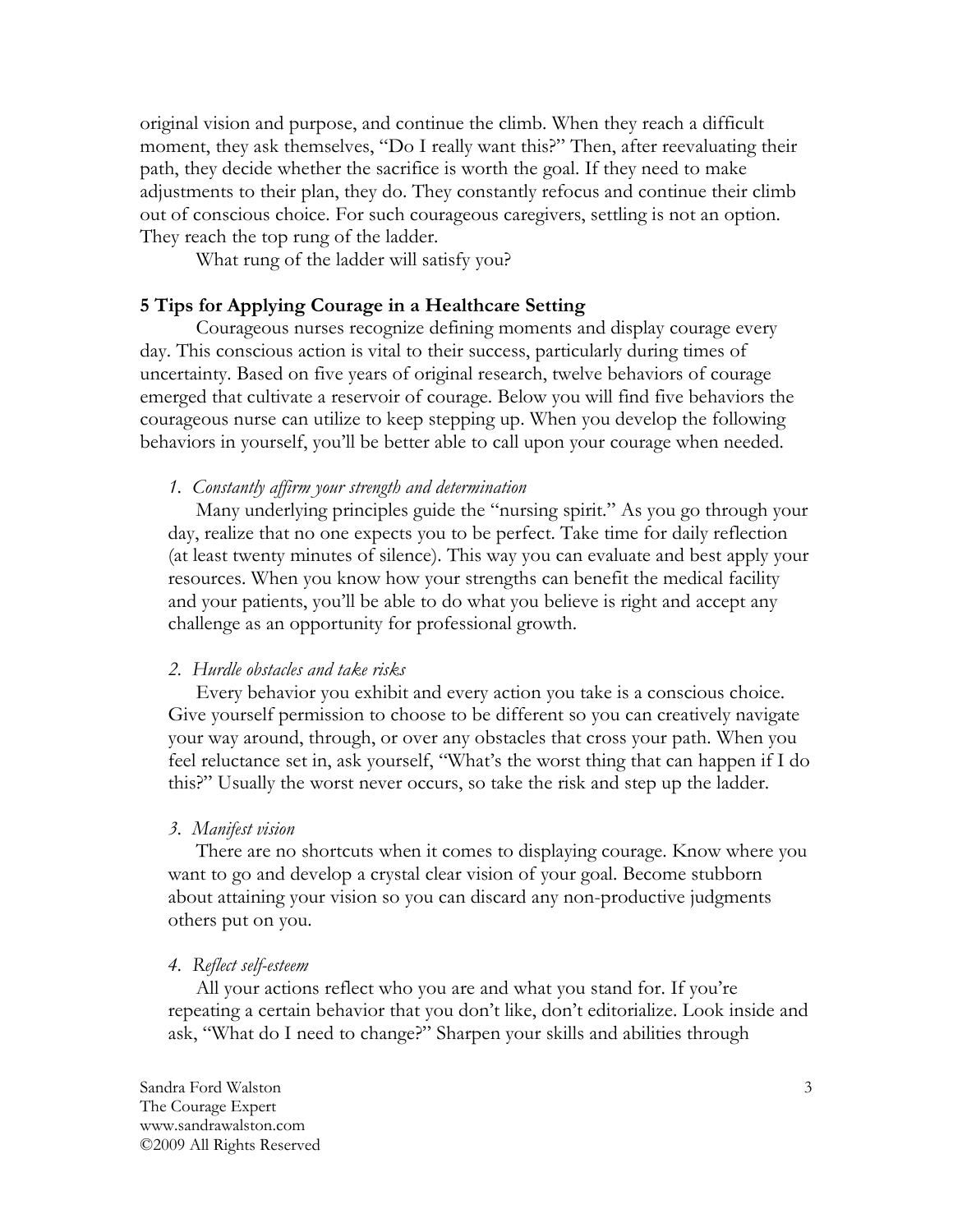original vision and purpose, and continue the climb. When they reach a difficult moment, they ask themselves, "Do I really want this?" Then, after reevaluating their path, they decide whether the sacrifice is worth the goal. If they need to make adjustments to their plan, they do. They constantly refocus and continue their climb out of conscious choice. For such courageous caregivers, settling is not an option. They reach the top rung of the ladder.

What rung of the ladder will satisfy you?

**5 Tips for Applying Courage in a Healthcare Setting**

Courageous nurses recognize defining moments and display courage every day. This conscious action is vital to their success, particularly during times of uncertainty. Based on five years of original research, twelve behaviors of courage emerged that cultivate a reservoir of courage. Below you will find five behaviors the courageous nurse can utilize to keep stepping up. When you develop the following behaviors in yourself, you'll be better able to call upon your courage when needed.

1. *Constantly affirm your strength and determination*

   Many underlying principles guide the "nursing spirit." As you go through your day, realize that no one expects you to be perfect. Take time for daily reflection (at least twenty minutes of silence). This way you can evaluate and best apply your resources. When you know how your strengths can benefit the medical facility and your patients, you'll be able to do what you believe is right and accept any challenge as an opportunity for professional growth.

2. *Hurdle obstacles and take risks*

   Every behavior you exhibit and every action you take is a conscious choice. Give yourself permission to choose to be different so you can creatively navigate your way around, through, or over any obstacles that cross your path. When you feel reluctance set in, ask yourself, "What's the worst thing that can happen if I do this?" Usually the worst never occurs, so take the risk and step up the ladder.

3. *Manifest vision*

   There are no shortcuts when it comes to displaying courage. Know where you want to go and develop a crystal clear vision of your goal. Become stubborn about attaining your vision so you can discard any non-productive judgments others put on you.

4. *Reflect self-esteem*

   All your actions reflect who you are and what you stand for. If you're repeating a certain behavior that you don't like, don't editorialize. Look inside and ask, "What do I need to change?" Sharpen your skills and abilities through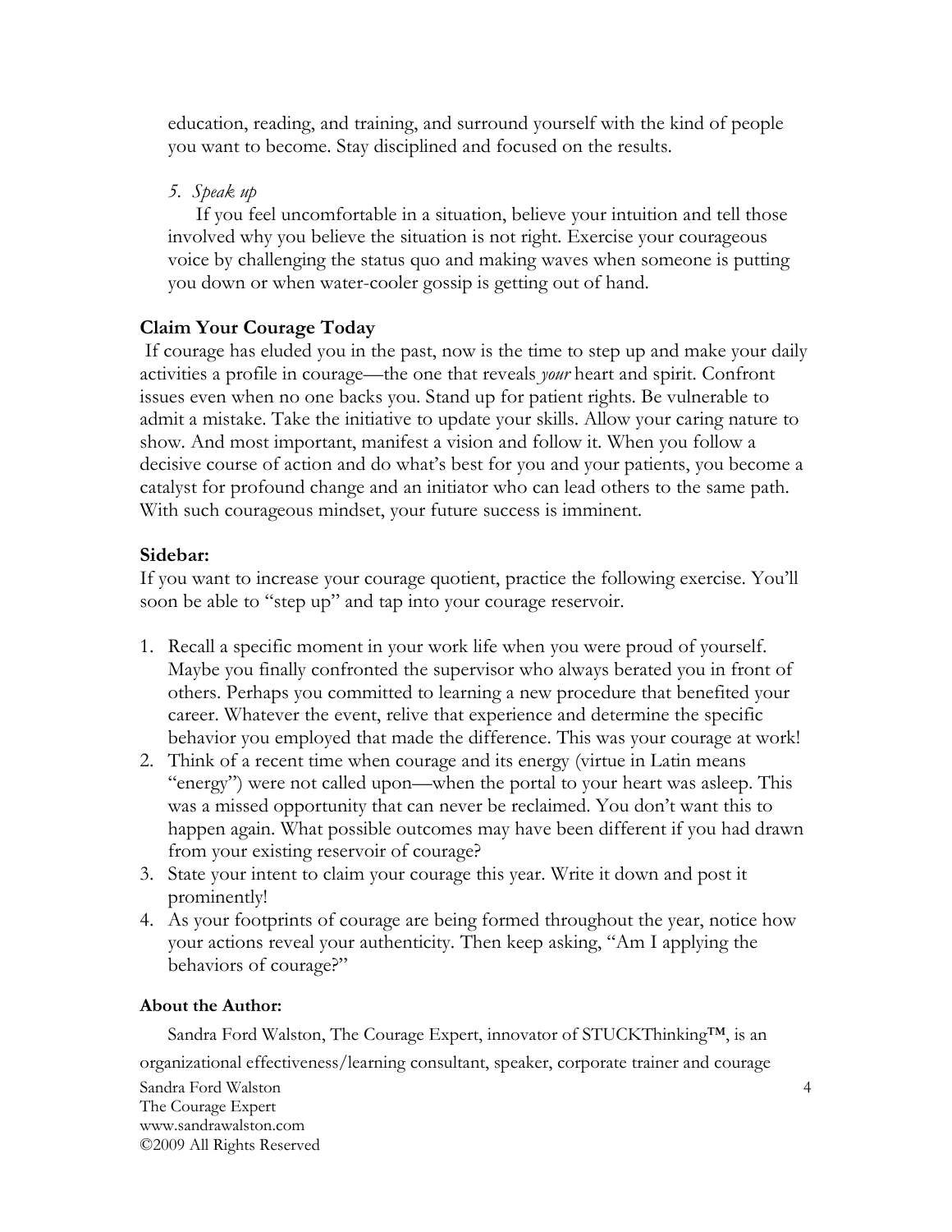education, reading, and training, and surround yourself with the kind of people you want to become. Stay disciplined and focused on the results.

5. *Speak up*

   If you feel uncomfortable in a situation, believe your intuition and tell those involved why you believe the situation is not right. Exercise your courageous voice by challenging the status quo and making waves when someone is putting you down or when water-cooler gossip is getting out of hand.

**Claim Your Courage Today**

If courage has eluded you in the past, now is the time to step up and make your daily activities a profile in courage—the one that reveals *your* heart and spirit. Confront issues even when no one backs you. Stand up for patient rights. Be vulnerable to admit a mistake. Take the initiative to update your skills. Allow your caring nature to show. And most important, manifest a vision and follow it. When you follow a decisive course of action and do what's best for you and your patients, you become a catalyst for profound change and an initiator who can lead others to the same path. With such courageous mindset, your future success is imminent.

**Sidebar:**

If you want to increase your courage quotient, practice the following exercise. You'll soon be able to "step up" and tap into your courage reservoir.

1. Recall a specific moment in your work life when you were proud of yourself. Maybe you finally confronted the supervisor who always berated you in front of others. Perhaps you committed to learning a new procedure that benefited your career. Whatever the event, relive that experience and determine the specific behavior you employed that made the difference. This was your courage at work!
2. Think of a recent time when courage and its energy (virtue in Latin means "energy") were not called upon—when the portal to your heart was asleep. This was a missed opportunity that can never be reclaimed. You don't want this to happen again. What possible outcomes may have been different if you had drawn from your existing reservoir of courage?
3. State your intent to claim your courage this year. Write it down and post it prominently!
4. As your footprints of courage are being formed throughout the year, notice how your actions reveal your authenticity. Then keep asking, "Am I applying the behaviors of courage?"

**About the Author:**

Sandra Ford Walston, The Courage Expert, innovator of STUCKThinking™, is an organizational effectiveness/learning consultant, speaker, corporate trainer and courage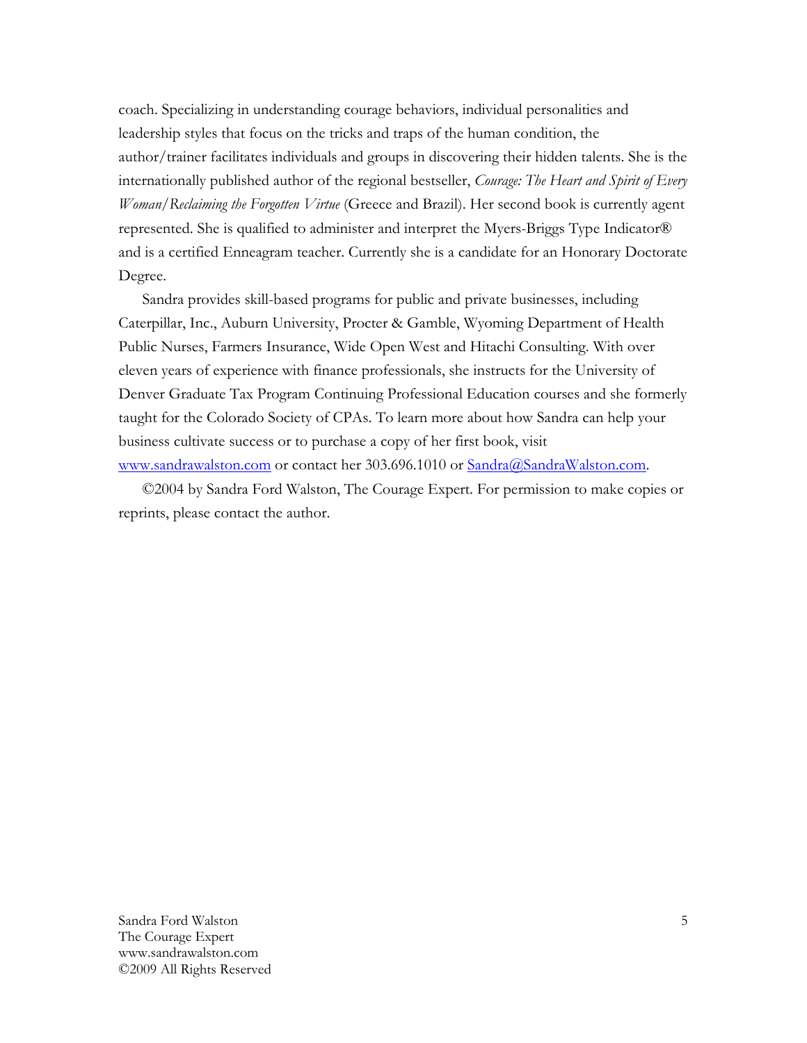coach. Specializing in understanding courage behaviors, individual personalities and leadership styles that focus on the tricks and traps of the human condition, the author/trainer facilitates individuals and groups in discovering their hidden talents. She is the internationally published author of the regional bestseller, *Courage: The Heart and Spirit of Every Woman/Reclaiming the Forgotten Virtue* (Greece and Brazil). Her second book is currently agent represented. She is qualified to administer and interpret the Myers-Briggs Type Indicator® and is a certified Enneagram teacher. Currently she is a candidate for an Honorary Doctorate Degree.

Sandra provides skill-based programs for public and private businesses, including Caterpillar, Inc., Auburn University, Procter & Gamble, Wyoming Department of Health Public Nurses, Farmers Insurance, Wide Open West and Hitachi Consulting. With over eleven years of experience with finance professionals, she instructs for the University of Denver Graduate Tax Program Continuing Professional Education courses and she formerly taught for the Colorado Society of CPAs. To learn more about how Sandra can help your business cultivate success or to purchase a copy of her first book, visit www.sandrawalston.com or contact her 303.696.1010 or Sandra@SandraWalston.com.

©2004 by Sandra Ford Walston, The Courage Expert. For permission to make copies or reprints, please contact the author.